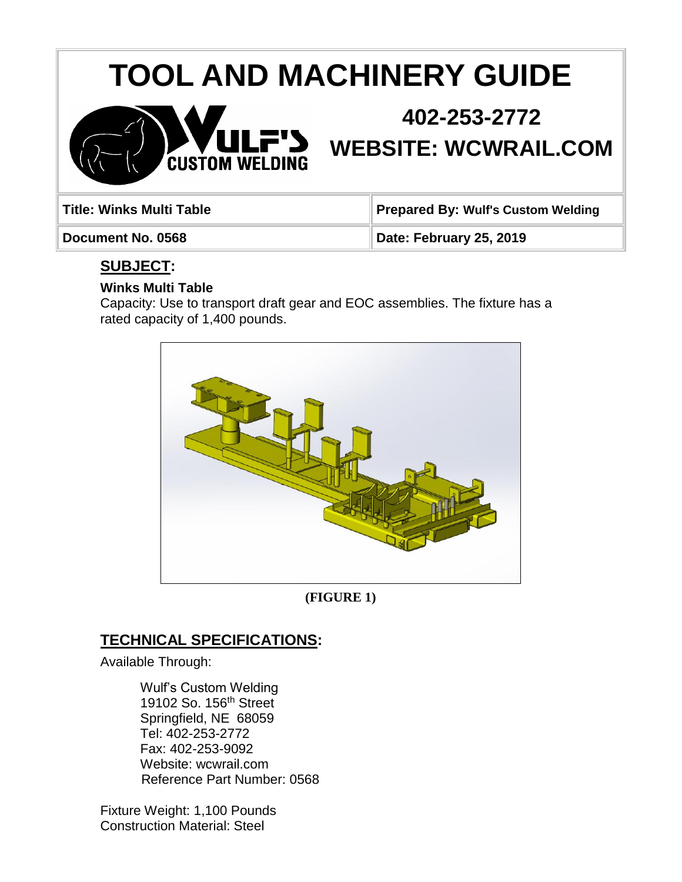# TOOL AND MACHINERY GUIDE

**402-253-2772**

**WEBSITE: WCWRAIL.COM**

| **Title: Winks Multi Table** | **Prepared By: Wulf's Custom Welding** |
| --- | --- |
| **Document No. 0568** | **Date: February 25, 2019** |

## SUBJECT:

**Winks Multi Table**

Capacity: Use to transport draft gear and EOC assemblies. The fixture has a rated capacity of 1,400 pounds.

**(FIGURE 1)**

## TECHNICAL SPECIFICATIONS:

Available Through:

Wulf's Custom Welding
19102 So. 156th Street
Springfield, NE 68059
Tel: 402-253-2772
Fax: 402-253-9092
Website: wcwrail.com
Reference Part Number: 0568

Fixture Weight: 1,100 Pounds
Construction Material: Steel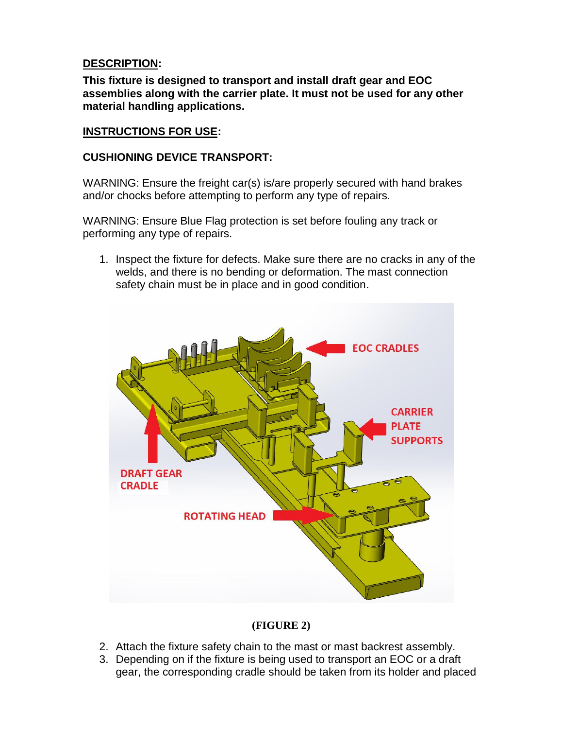**DESCRIPTION:**

**This fixture is designed to transport and install draft gear and EOC assemblies along with the carrier plate. It must not be used for any other material handling applications.**

**INSTRUCTIONS FOR USE:**

**CUSHIONING DEVICE TRANSPORT:**

WARNING: Ensure the freight car(s) is/are properly secured with hand brakes and/or chocks before attempting to perform any type of repairs.

WARNING: Ensure Blue Flag protection is set before fouling any track or performing any type of repairs.

1. Inspect the fixture for defects. Make sure there are no cracks in any of the welds, and there is no bending or deformation. The mast connection safety chain must be in place and in good condition.

EOC CRADLES

CARRIER PLATE SUPPORTS

DRAFT GEAR CRADLE

ROTATING HEAD

**(FIGURE 2)**

2. Attach the fixture safety chain to the mast or mast backrest assembly.
3. Depending on if the fixture is being used to transport an EOC or a draft gear, the corresponding cradle should be taken from its holder and placed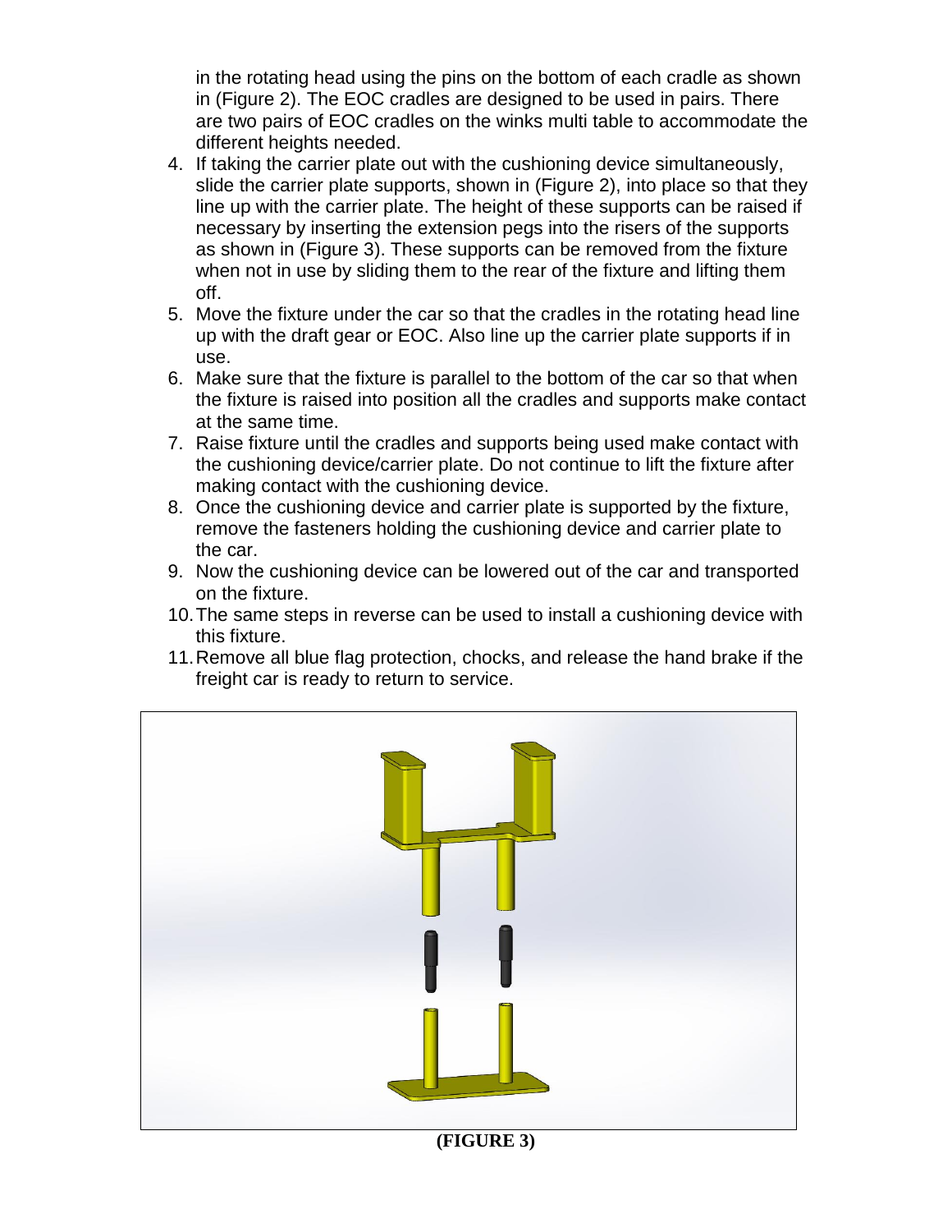in the rotating head using the pins on the bottom of each cradle as shown in (Figure 2). The EOC cradles are designed to be used in pairs. There are two pairs of EOC cradles on the winks multi table to accommodate the different heights needed.

4. If taking the carrier plate out with the cushioning device simultaneously, slide the carrier plate supports, shown in (Figure 2), into place so that they line up with the carrier plate. The height of these supports can be raised if necessary by inserting the extension pegs into the risers of the supports as shown in (Figure 3). These supports can be removed from the fixture when not in use by sliding them to the rear of the fixture and lifting them off.
5. Move the fixture under the car so that the cradles in the rotating head line up with the draft gear or EOC. Also line up the carrier plate supports if in use.
6. Make sure that the fixture is parallel to the bottom of the car so that when the fixture is raised into position all the cradles and supports make contact at the same time.
7. Raise fixture until the cradles and supports being used make contact with the cushioning device/carrier plate. Do not continue to lift the fixture after making contact with the cushioning device.
8. Once the cushioning device and carrier plate is supported by the fixture, remove the fasteners holding the cushioning device and carrier plate to the car.
9. Now the cushioning device can be lowered out of the car and transported on the fixture.
10. The same steps in reverse can be used to install a cushioning device with this fixture.
11. Remove all blue flag protection, chocks, and release the hand brake if the freight car is ready to return to service.

**(FIGURE 3)**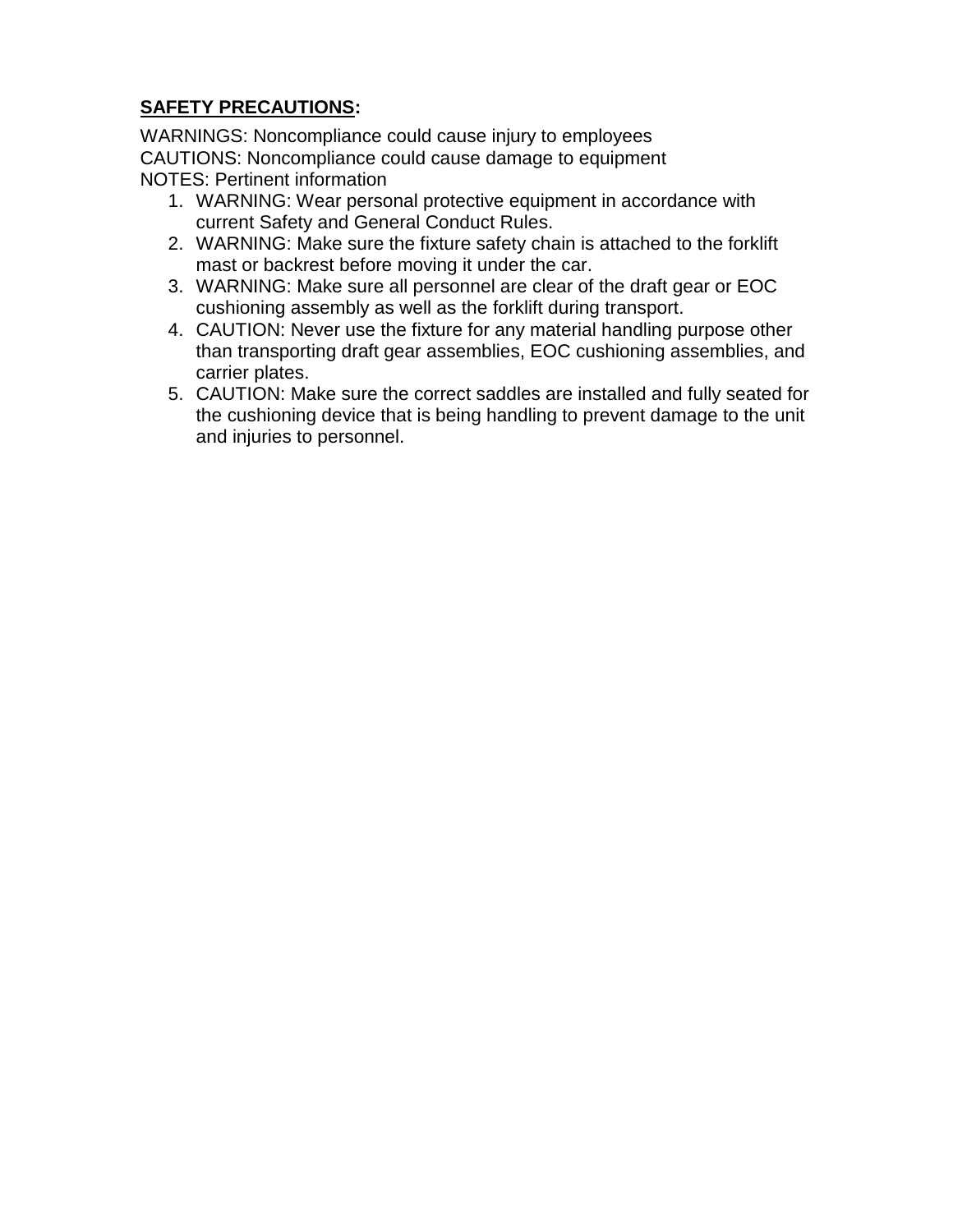**<u>SAFETY PRECAUTIONS</u>:**

WARNINGS: Noncompliance could cause injury to employees
CAUTIONS: Noncompliance could cause damage to equipment
NOTES: Pertinent information

1. WARNING: Wear personal protective equipment in accordance with current Safety and General Conduct Rules.
2. WARNING: Make sure the fixture safety chain is attached to the forklift mast or backrest before moving it under the car.
3. WARNING: Make sure all personnel are clear of the draft gear or EOC cushioning assembly as well as the forklift during transport.
4. CAUTION: Never use the fixture for any material handling purpose other than transporting draft gear assemblies, EOC cushioning assemblies, and carrier plates.
5. CAUTION: Make sure the correct saddles are installed and fully seated for the cushioning device that is being handling to prevent damage to the unit and injuries to personnel.